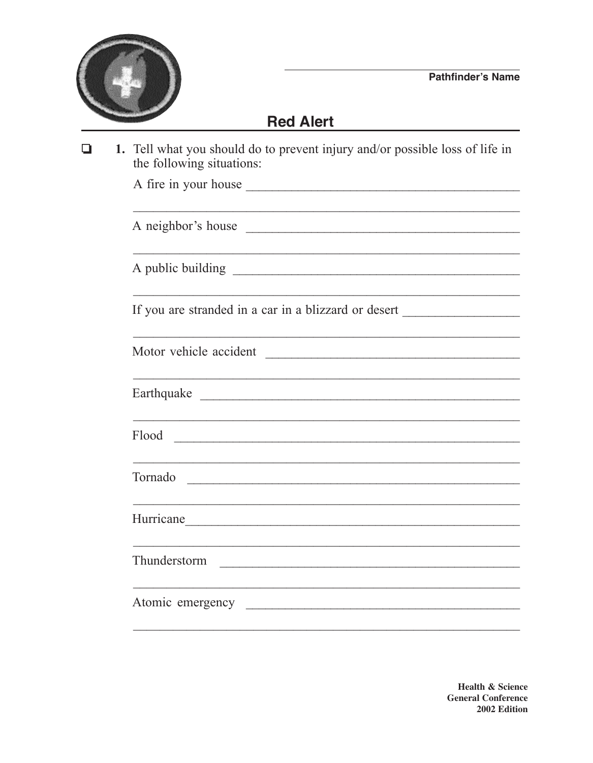Pathfinder's Name

## Red Alert

- [ ] **1.** Tell what you should do to prevent injury and/or possible loss of life in the following situations:

  A fire in your house ________________________________________

  ____________________________________________________________

  A neighbor's house ________________________________________

  ____________________________________________________________

  A public building ________________________________________

  ____________________________________________________________

  If you are stranded in a car in a blizzard or desert ________________

  ____________________________________________________________

  Motor vehicle accident ________________________________________

  ____________________________________________________________

  Earthquake ________________________________________

  ____________________________________________________________

  Flood ________________________________________

  ____________________________________________________________

  Tornado ________________________________________

  ____________________________________________________________

  Hurricane________________________________________

  ____________________________________________________________

  Thunderstorm ________________________________________

  ____________________________________________________________

  Atomic emergency ________________________________________

  ____________________________________________________________

**Health & Science**
**General Conference**
**2002 Edition**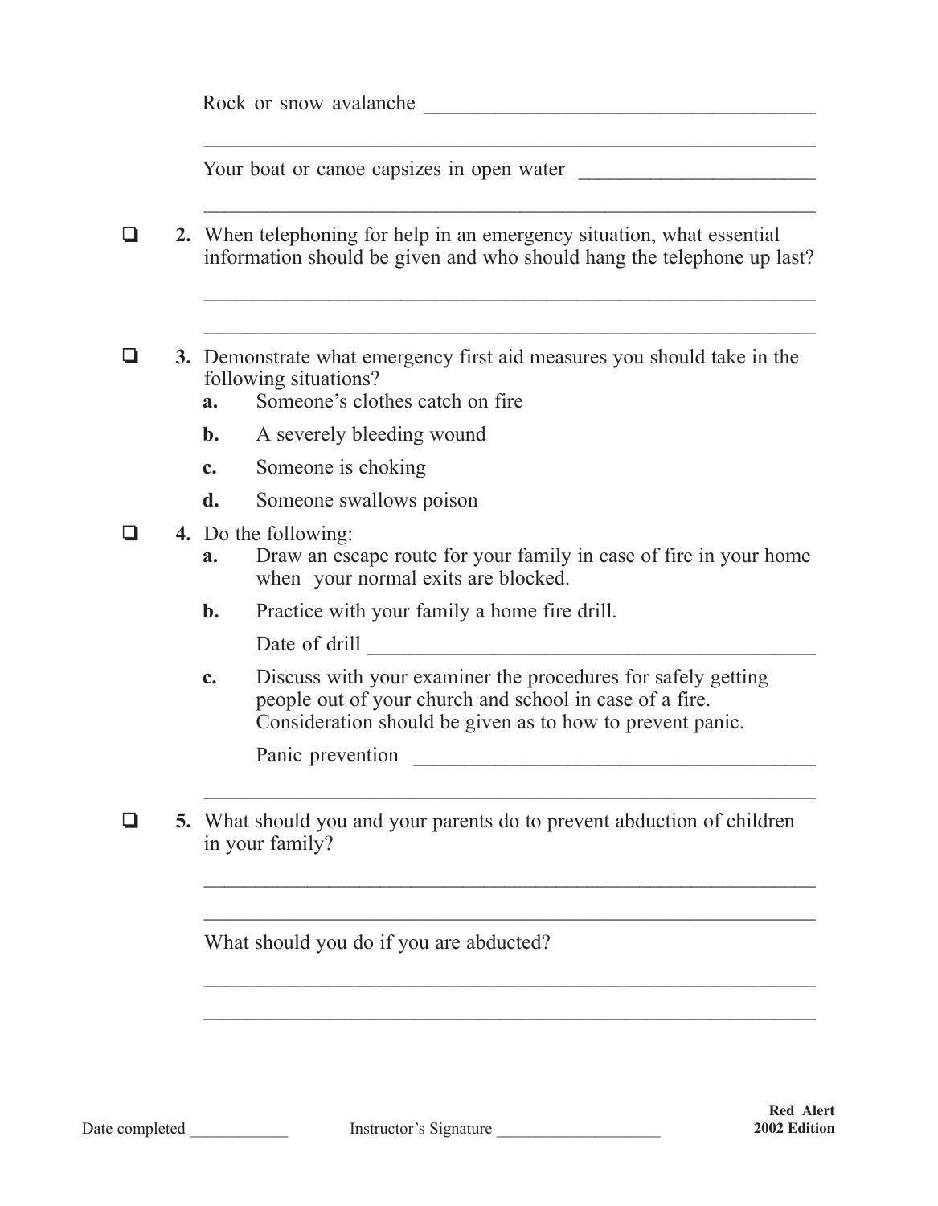Rock or snow avalanche ______________________________________

____________________________________________________________

Your boat or canoe capsizes in open water ______________________

____________________________________________________________

- ❏ **2.** When telephoning for help in an emergency situation, what essential information should be given and who should hang the telephone up last?

  ____________________________________________________________

  ____________________________________________________________

- ❏ **3.** Demonstrate what emergency first aid measures you should take in the following situations?
  - **a.** Someone's clothes catch on fire
  - **b.** A severely bleeding wound
  - **c.** Someone is choking
  - **d.** Someone swallows poison

- ❏ **4.** Do the following:
  - **a.** Draw an escape route for your family in case of fire in your home when your normal exits are blocked.
  - **b.** Practice with your family a home fire drill.

    Date of drill __________________________________________
  - **c.** Discuss with your examiner the procedures for safely getting people out of your church and school in case of a fire. Consideration should be given as to how to prevent panic.

    Panic prevention ______________________________________

  ____________________________________________________________

- ❏ **5.** What should you and your parents do to prevent abduction of children in your family?

  ____________________________________________________________

  ____________________________________________________________

  What should you do if you are abducted?

  ____________________________________________________________

  ____________________________________________________________

Date completed ____________ Instructor's Signature ____________________

**Red Alert**
**2002 Edition**